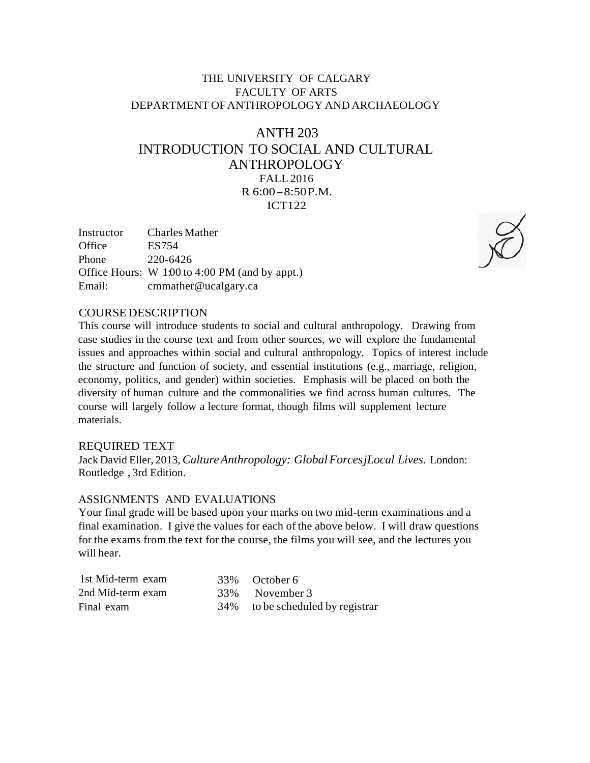THE UNIVERSITY OF CALGARY
FACULTY OF ARTS
DEPARTMENT OF ANTHROPOLOGY AND ARCHAEOLOGY

# ANTH 203
# INTRODUCTION TO SOCIAL AND CULTURAL ANTHROPOLOGY

FALL 2016
R 6:00 – 8:50 P.M.
ICT122

| | |
|---|---|
| Instructor | Charles Mather |
| Office | ES754 |
| Phone | 220-6426 |
| Office Hours: | W 1:00 to 4:00 PM (and by appt.) |
| Email: | cmmather@ucalgary.ca |

## COURSE DESCRIPTION

This course will introduce students to social and cultural anthropology. Drawing from case studies in the course text and from other sources, we will explore the fundamental issues and approaches within social and cultural anthropology. Topics of interest include the structure and function of society, and essential institutions (e.g., marriage, religion, economy, politics, and gender) within societies. Emphasis will be placed on both the diversity of human culture and the commonalities we find across human cultures. The course will largely follow a lecture format, though films will supplement lecture materials.

## REQUIRED TEXT

Jack David Eller, 2013, *Culture Anthropology: Global ForcesjLocal Lives.* London: Routledge , 3rd Edition.

## ASSIGNMENTS AND EVALUATIONS

Your final grade will be based upon your marks on two mid-term examinations and a final examination. I give the values for each of the above below. I will draw questions for the exams from the text for the course, the films you will see, and the lectures you will hear.

| | | |
|---|---|---|
| 1st Mid-term exam | 33% | October 6 |
| 2nd Mid-term exam | 33% | November 3 |
| Final exam | 34% | to be scheduled by registrar |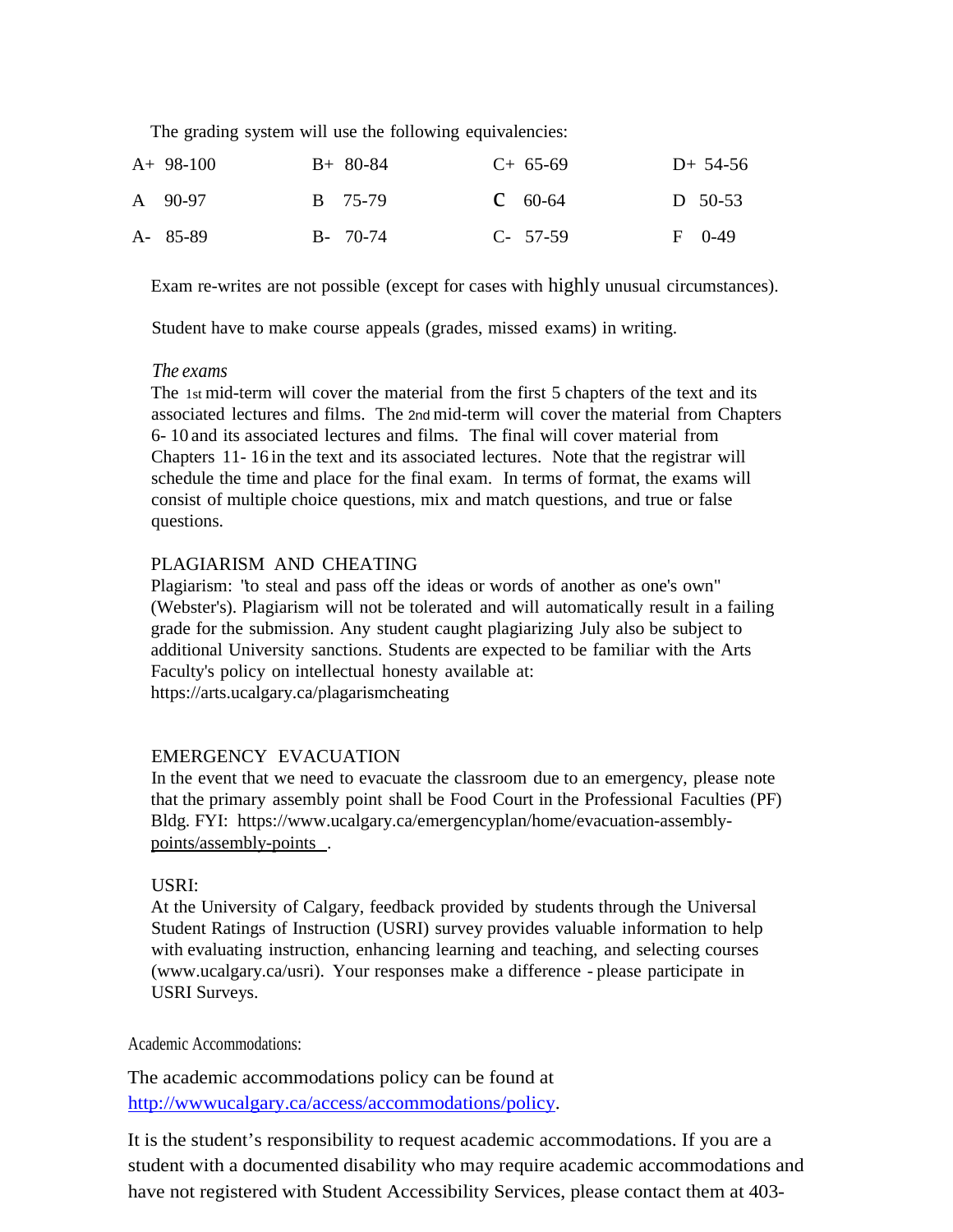The grading system will use the following equivalencies:

| | | | |
|---|---|---|---|
| A+ 98-100 | B+ 80-84 | C+ 65-69 | D+ 54-56 |
| A 90-97 | B 75-79 | C 60-64 | D 50-53 |
| A- 85-89 | B- 70-74 | C- 57-59 | F 0-49 |

Exam re-writes are not possible (except for cases with highly unusual circumstances).

Student have to make course appeals (grades, missed exams) in writing.

*The exams*

The 1st mid-term will cover the material from the first 5 chapters of the text and its associated lectures and films. The 2nd mid-term will cover the material from Chapters 6- 10 and its associated lectures and films. The final will cover material from Chapters 11- 16 in the text and its associated lectures. Note that the registrar will schedule the time and place for the final exam. In terms of format, the exams will consist of multiple choice questions, mix and match questions, and true or false questions.

PLAGIARISM AND CHEATING

Plagiarism: "to steal and pass off the ideas or words of another as one's own" (Webster's). Plagiarism will not be tolerated and will automatically result in a failing grade for the submission. Any student caught plagiarizing July also be subject to additional University sanctions. Students are expected to be familiar with the Arts Faculty's policy on intellectual honesty available at: https://arts.ucalgary.ca/plagarismcheating

EMERGENCY EVACUATION

In the event that we need to evacuate the classroom due to an emergency, please note that the primary assembly point shall be Food Court in the Professional Faculties (PF) Bldg. FYI: https://www.ucalgary.ca/emergencyplan/home/evacuation-assembly-points/assembly-points .

USRI:

At the University of Calgary, feedback provided by students through the Universal Student Ratings of Instruction (USRI) survey provides valuable information to help with evaluating instruction, enhancing learning and teaching, and selecting courses (www.ucalgary.ca/usri). Your responses make a difference - please participate in USRI Surveys.

Academic Accommodations:

The academic accommodations policy can be found at http://wwwucalgary.ca/access/accommodations/policy.

It is the student's responsibility to request academic accommodations. If you are a student with a documented disability who may require academic accommodations and have not registered with Student Accessibility Services, please contact them at 403-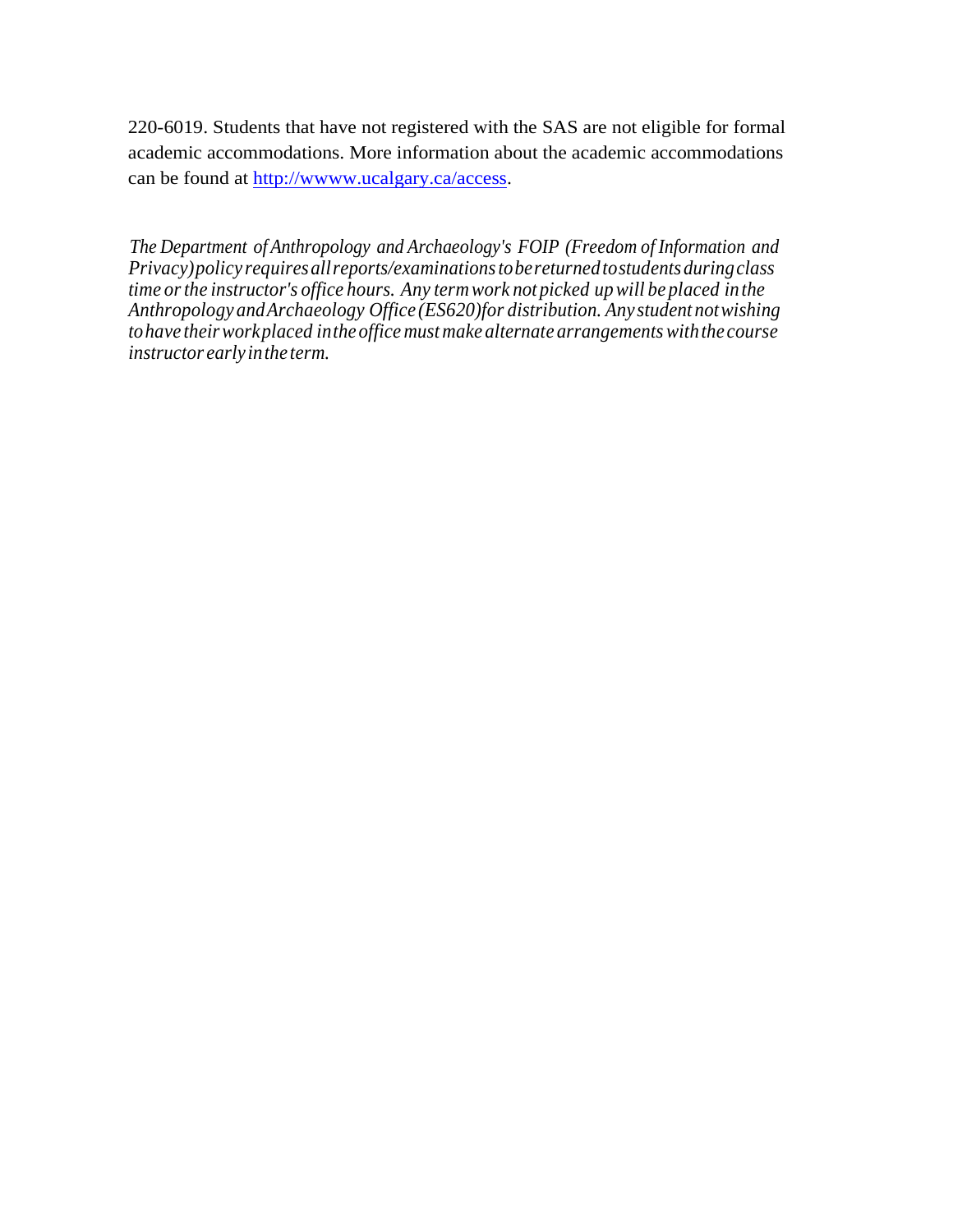220-6019. Students that have not registered with the SAS are not eligible for formal academic accommodations. More information about the academic accommodations can be found at [http://wwww.ucalgary.ca/access](http://wwww.ucalgary.ca/access).

*The Department of Anthropology and Archaeology's FOIP (Freedom of Information and Privacy) policy requires all reports/examinations to be returned to students during class time or the instructor's office hours. Any term work not picked up will be placed in the Anthropology and Archaeology Office (ES620) for distribution. Any student not wishing to have their work placed in the office must make alternate arrangements with the course instructor early in the term.*